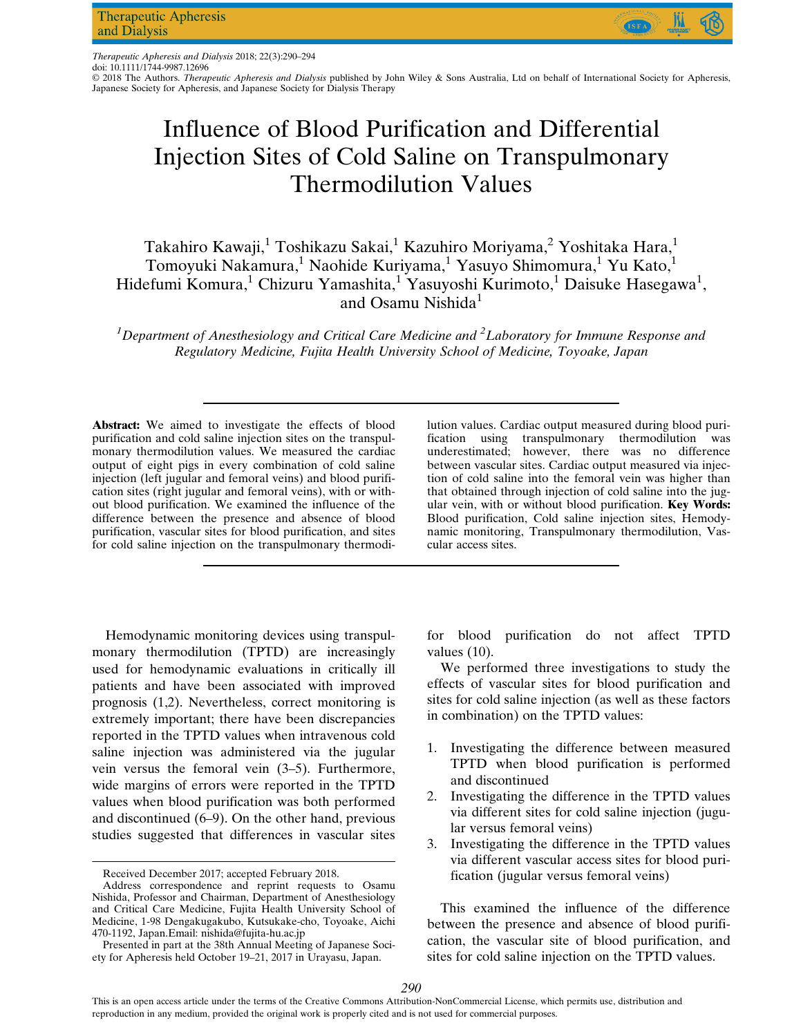# Influence of Blood Purification and Differential Injection Sites of Cold Saline on Transpulmonary Thermodilution Values

Takahiro Kawaji,[1] Toshikazu Sakai,[1] Kazuhiro Moriyama,[2] Yoshitaka Hara,[1] Tomoyuki Nakamura,[1] Naohide Kuriyama,[1] Yasuyo Shimomura,[1] Yu Kato,[1] Hidefumi Komura,[1] Chizuru Yamashita,[1] Yasuyoshi Kurimoto,[1] Daisuke Hasegawa[1], and Osamu Nishida[1]

*[1]Department of Anesthesiology and Critical Care Medicine and [2]Laboratory for Immune Response and Regulatory Medicine, Fujita Health University School of Medicine, Toyoake, Japan*

**Abstract:** We aimed to investigate the effects of blood purification and cold saline injection sites on the transpulmonary thermodilution values. We measured the cardiac output of eight pigs in every combination of cold saline injection (left jugular and femoral veins) and blood purification sites (right jugular and femoral veins), with or without blood purification. We examined the influence of the difference between the presence and absence of blood purification, vascular sites for blood purification, and sites for cold saline injection on the transpulmonary thermodilution values. Cardiac output measured during blood purification using transpulmonary thermodilution was underestimated; however, there was no difference between vascular sites. Cardiac output measured via injection of cold saline into the femoral vein was higher than that obtained through injection of cold saline into the jugular vein, with or without blood purification. **Key Words:** Blood purification, Cold saline injection sites, Hemodynamic monitoring, Transpulmonary thermodilution, Vascular access sites.

Hemodynamic monitoring devices using transpulmonary thermodilution (TPTD) are increasingly used for hemodynamic evaluations in critically ill patients and have been associated with improved prognosis (1,2). Nevertheless, correct monitoring is extremely important; there have been discrepancies reported in the TPTD values when intravenous cold saline injection was administered via the jugular vein versus the femoral vein (3–5). Furthermore, wide margins of errors were reported in the TPTD values when blood purification was both performed and discontinued (6–9). On the other hand, previous studies suggested that differences in vascular sites for blood purification do not affect TPTD values (10).

We performed three investigations to study the effects of vascular sites for blood purification and sites for cold saline injection (as well as these factors in combination) on the TPTD values:

1. Investigating the difference between measured TPTD when blood purification is performed and discontinued
2. Investigating the difference in the TPTD values via different sites for cold saline injection (jugular versus femoral veins)
3. Investigating the difference in the TPTD values via different vascular access sites for blood purification (jugular versus femoral veins)

This examined the influence of the difference between the presence and absence of blood purification, the vascular site of blood purification, and sites for cold saline injection on the TPTD values.

Received December 2017; accepted February 2018.

Address correspondence and reprint requests to Osamu Nishida, Professor and Chairman, Department of Anesthesiology and Critical Care Medicine, Fujita Health University School of Medicine, 1-98 Dengakugakubo, Kutsukake-cho, Toyoake, Aichi 470-1192, Japan.Email: nishida@fujita-hu.ac.jp

Presented in part at the 38th Annual Meeting of Japanese Society for Apheresis held October 19–21, 2017 in Urayasu, Japan.

This is an open access article under the terms of the Creative Commons Attribution-NonCommercial License, which permits use, distribution and reproduction in any medium, provided the original work is properly cited and is not used for commercial purposes.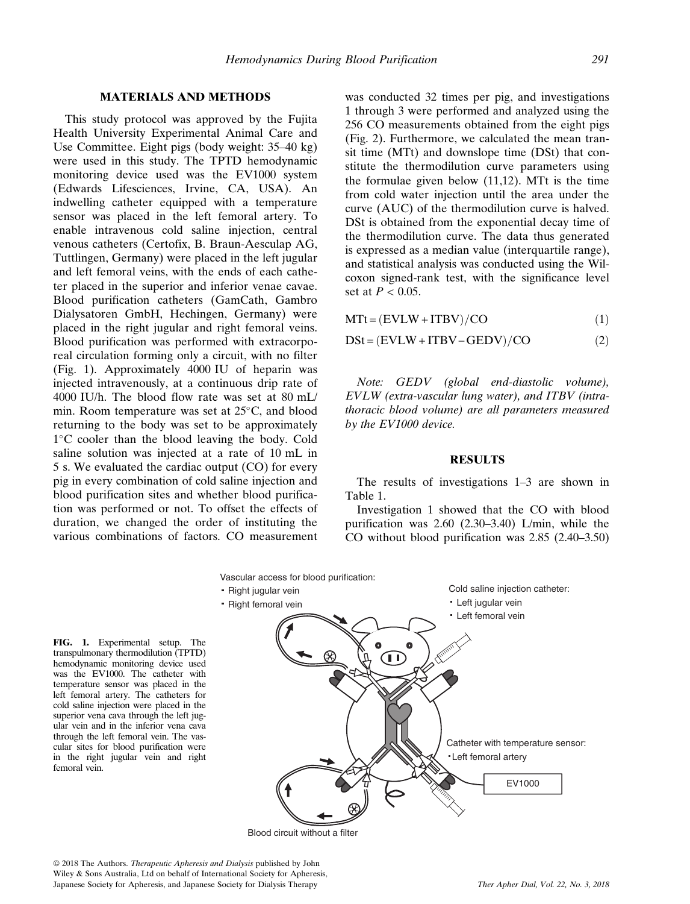## MATERIALS AND METHODS

This study protocol was approved by the Fujita Health University Experimental Animal Care and Use Committee. Eight pigs (body weight: 35–40 kg) were used in this study. The TPTD hemodynamic monitoring device used was the EV1000 system (Edwards Lifesciences, Irvine, CA, USA). An indwelling catheter equipped with a temperature sensor was placed in the left femoral artery. To enable intravenous cold saline injection, central venous catheters (Certofix, B. Braun-Aesculap AG, Tuttlingen, Germany) were placed in the left jugular and left femoral veins, with the ends of each catheter placed in the superior and inferior venae cavae. Blood purification catheters (GamCath, Gambro Dialysatoren GmbH, Hechingen, Germany) were placed in the right jugular and right femoral veins. Blood purification was performed with extracorporeal circulation forming only a circuit, with no filter (Fig. 1). Approximately 4000 IU of heparin was injected intravenously, at a continuous drip rate of 4000 IU/h. The blood flow rate was set at 80 mL/min. Room temperature was set at 25°C, and blood returning to the body was set to be approximately 1°C cooler than the blood leaving the body. Cold saline solution was injected at a rate of 10 mL in 5 s. We evaluated the cardiac output (CO) for every pig in every combination of cold saline injection and blood purification sites and whether blood purification was performed or not. To offset the effects of duration, we changed the order of instituting the various combinations of factors. CO measurement was conducted 32 times per pig, and investigations 1 through 3 were performed and analyzed using the 256 CO measurements obtained from the eight pigs (Fig. 2). Furthermore, we calculated the mean transit time (MTt) and downslope time (DSt) that constitute the thermodilution curve parameters using the formulae given below (11,12). MTt is the time from cold water injection until the area under the curve (AUC) of the thermodilution curve is halved. DSt is obtained from the exponential decay time of the thermodilution curve. The data thus generated is expressed as a median value (interquartile range), and statistical analysis was conducted using the Wilcoxon signed-rank test, with the significance level set at $P < 0.05$.

$$\mathrm{MTt} = (\mathrm{EVLW} + \mathrm{ITBV})/\mathrm{CO} \tag{1}$$

$$\mathrm{DSt} = (\mathrm{EVLW} + \mathrm{ITBV} - \mathrm{GEDV})/\mathrm{CO} \tag{2}$$

*Note: GEDV (global end-diastolic volume), EVLW (extra-vascular lung water), and ITBV (intrathoracic blood volume) are all parameters measured by the EV1000 device.*

## RESULTS

The results of investigations 1–3 are shown in Table 1.

Investigation 1 showed that the CO with blood purification was 2.60 (2.30–3.40) L/min, while the CO without blood purification was 2.85 (2.40–3.50)

**FIG. 1.** Experimental setup. The transpulmonary thermodilution (TPTD) hemodynamic monitoring device used was the EV1000. The catheter with temperature sensor was placed in the left femoral artery. The catheters for cold saline injection were placed in the superior vena cava through the left jugular vein and in the inferior vena cava through the left femoral vein. The vascular sites for blood purification were in the right jugular vein and right femoral vein.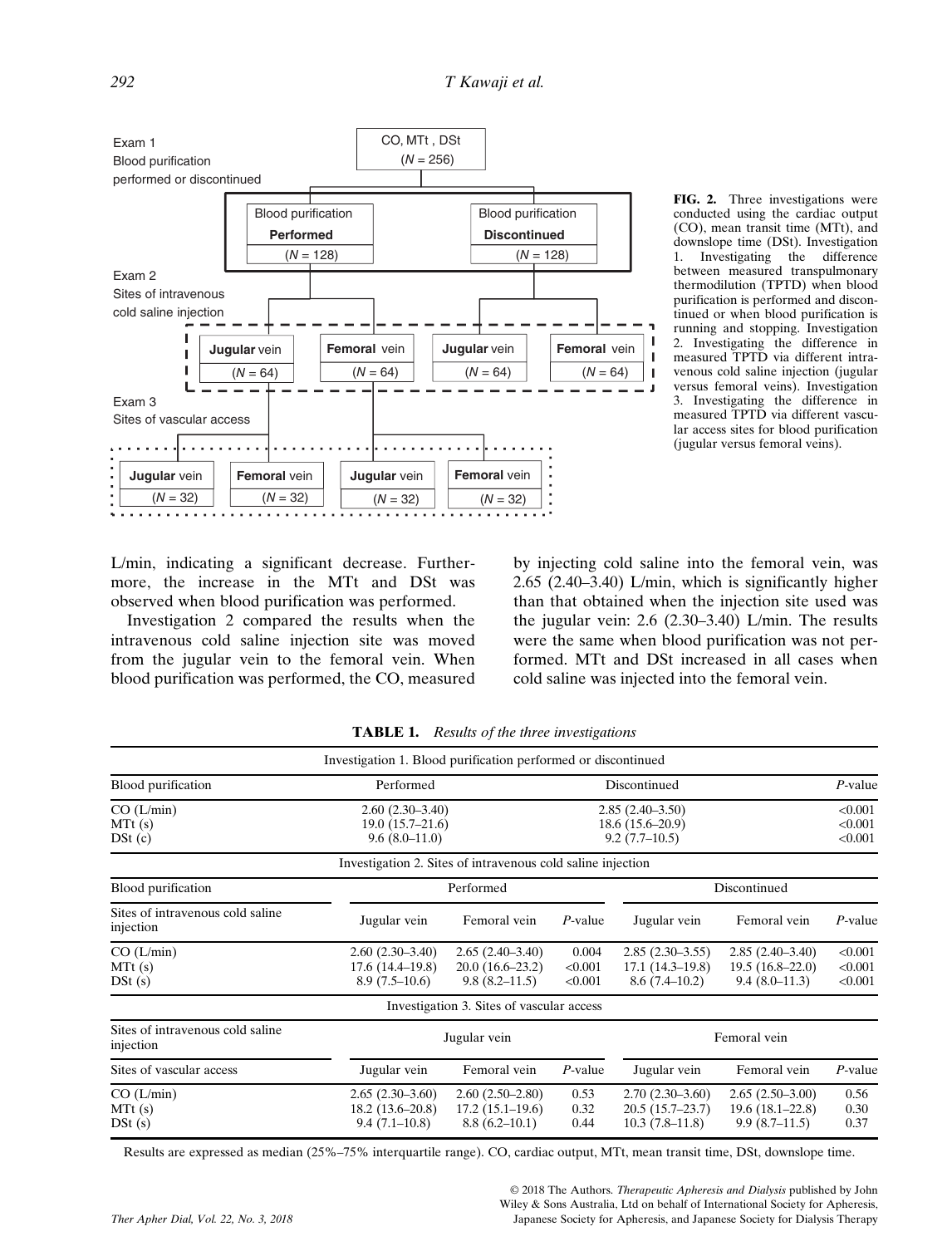Exam 1
Blood purification
performed or discontinued

CO, MTt, DSt
($N$ = 256)

Blood purification **Performed** ($N$ = 128)

Blood purification **Discontinued** ($N$ = 128)

Exam 2
Sites of intravenous
cold saline injection

**Jugular** vein ($N$ = 64) | **Femoral** vein ($N$ = 64) | **Jugular** vein ($N$ = 64) | **Femoral** vein ($N$ = 64)

Exam 3
Sites of vascular access

**Jugular** vein ($N$ = 32) | **Femoral** vein ($N$ = 32) | **Jugular** vein ($N$ = 32) | **Femoral** vein ($N$ = 32)

**FIG. 2.** Three investigations were conducted using the cardiac output (CO), mean transit time (MTt), and downslope time (DSt). Investigation 1. Investigating the difference between measured transpulmonary thermodilution (TPTD) when blood purification is performed and discontinued or when blood purification is running and stopping. Investigation 2. Investigating the difference in measured TPTD via different intravenous cold saline injection (jugular versus femoral veins). Investigation 3. Investigating the difference in measured TPTD via different vascular access sites for blood purification (jugular versus femoral veins).

L/min, indicating a significant decrease. Furthermore, the increase in the MTt and DSt was observed when blood purification was performed.

Investigation 2 compared the results when the intravenous cold saline injection site was moved from the jugular vein to the femoral vein. When blood purification was performed, the CO, measured by injecting cold saline into the femoral vein, was 2.65 (2.40–3.40) L/min, which is significantly higher than that obtained when the injection site used was the jugular vein: 2.6 (2.30–3.40) L/min. The results were the same when blood purification was not performed. MTt and DSt increased in all cases when cold saline was injected into the femoral vein.

**TABLE 1.** *Results of the three investigations*

| Investigation 1. Blood purification performed or discontinued | | | | | | |
|---|---|---|---|---|---|---|
| Blood purification | Performed | | | Discontinued | | *P*-value |
| CO (L/min) | 2.60 (2.30–3.40) | | | 2.85 (2.40–3.50) | | <0.001 |
| MTt (s) | 19.0 (15.7–21.6) | | | 18.6 (15.6–20.9) | | <0.001 |
| DSt (c) | 9.6 (8.0–11.0) | | | 9.2 (7.7–10.5) | | <0.001 |
| **Investigation 2. Sites of intravenous cold saline injection** | | | | | | |
| Blood purification | Performed | | | Discontinued | | |
| Sites of intravenous cold saline injection | Jugular vein | Femoral vein | *P*-value | Jugular vein | Femoral vein | *P*-value |
| CO (L/min) | 2.60 (2.30–3.40) | 2.65 (2.40–3.40) | 0.004 | 2.85 (2.30–3.55) | 2.85 (2.40–3.40) | <0.001 |
| MTt (s) | 17.6 (14.4–19.8) | 20.0 (16.6–23.2) | <0.001 | 17.1 (14.3–19.8) | 19.5 (16.8–22.0) | <0.001 |
| DSt (s) | 8.9 (7.5–10.6) | 9.8 (8.2–11.5) | <0.001 | 8.6 (7.4–10.2) | 9.4 (8.0–11.3) | <0.001 |
| **Investigation 3. Sites of vascular access** | | | | | | |
| Sites of intravenous cold saline injection | Jugular vein | | | Femoral vein | | |
| Sites of vascular access | Jugular vein | Femoral vein | *P*-value | Jugular vein | Femoral vein | *P*-value |
| CO (L/min) | 2.65 (2.30–3.60) | 2.60 (2.50–2.80) | 0.53 | 2.70 (2.30–3.60) | 2.65 (2.50–3.00) | 0.56 |
| MTt (s) | 18.2 (13.6–20.8) | 17.2 (15.1–19.6) | 0.32 | 20.5 (15.7–23.7) | 19.6 (18.1–22.8) | 0.30 |
| DSt (s) | 9.4 (7.1–10.8) | 8.8 (6.2–10.1) | 0.44 | 10.3 (7.8–11.8) | 9.9 (8.7–11.5) | 0.37 |

Results are expressed as median (25%–75% interquartile range). CO, cardiac output, MTt, mean transit time, DSt, downslope time.

© 2018 The Authors. *Therapeutic Apheresis and Dialysis* published by John Wiley & Sons Australia, Ltd on behalf of International Society for Apheresis, Japanese Society for Apheresis, and Japanese Society for Dialysis Therapy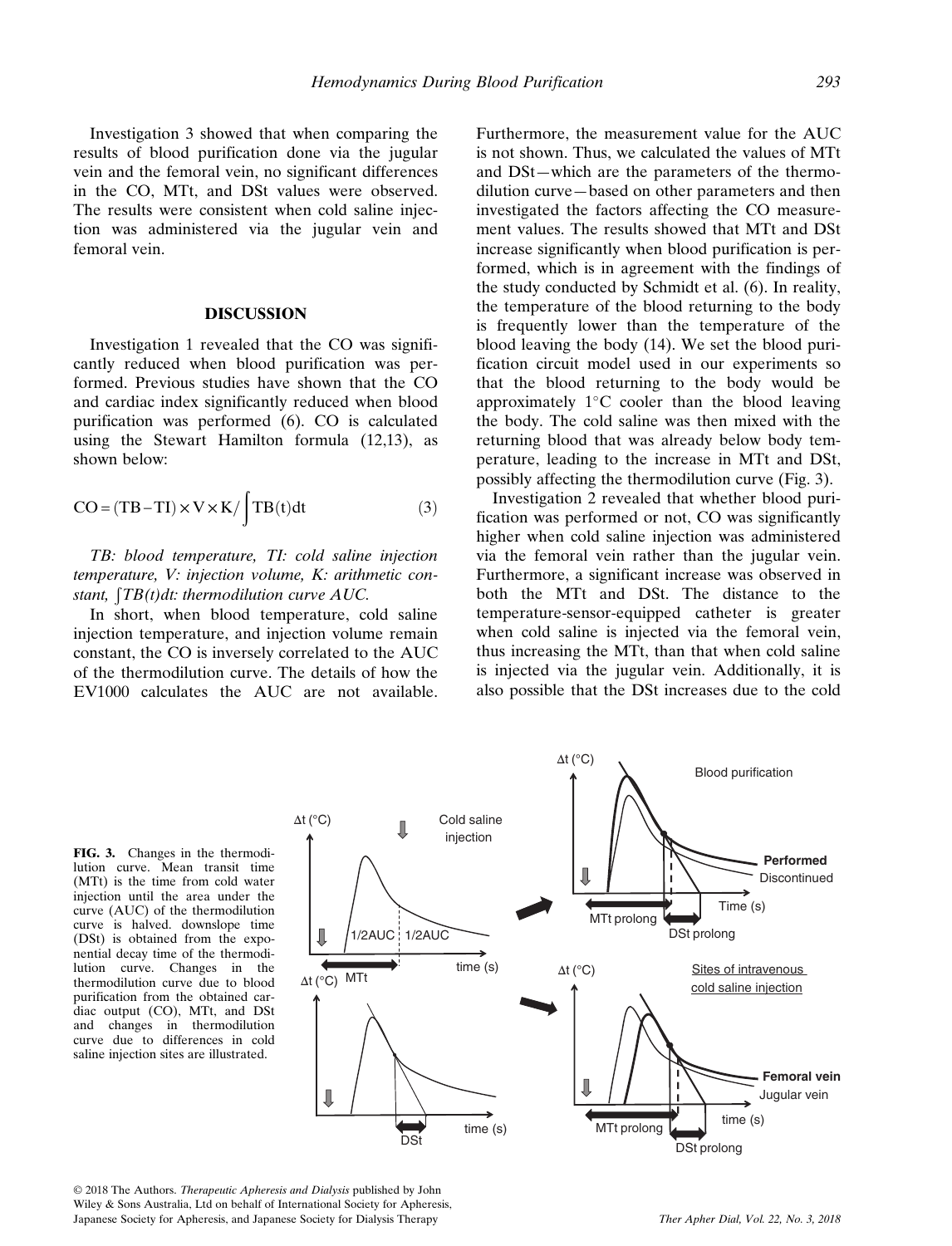Investigation 3 showed that when comparing the results of blood purification done via the jugular vein and the femoral vein, no significant differences in the CO, MTt, and DSt values were observed. The results were consistent when cold saline injection was administered via the jugular vein and femoral vein.

## DISCUSSION

Investigation 1 revealed that the CO was significantly reduced when blood purification was performed. Previous studies have shown that the CO and cardiac index significantly reduced when blood purification was performed (6). CO is calculated using the Stewart Hamilton formula (12,13), as shown below:

$$CO = (TB - TI) \times V \times K / \int TB(t)dt \quad (3)$$

*TB: blood temperature, TI: cold saline injection temperature, V: injection volume, K: arithmetic constant, $\int TB(t)dt$: thermodilution curve AUC.*

In short, when blood temperature, cold saline injection temperature, and injection volume remain constant, the CO is inversely correlated to the AUC of the thermodilution curve. The details of how the EV1000 calculates the AUC are not available. Furthermore, the measurement value for the AUC is not shown. Thus, we calculated the values of MTt and DSt—which are the parameters of the thermodilution curve—based on other parameters and then investigated the factors affecting the CO measurement values. The results showed that MTt and DSt increase significantly when blood purification is performed, which is in agreement with the findings of the study conducted by Schmidt et al. (6). In reality, the temperature of the blood returning to the body is frequently lower than the temperature of the blood leaving the body (14). We set the blood purification circuit model used in our experiments so that the blood returning to the body would be approximately 1°C cooler than the blood leaving the body. The cold saline was then mixed with the returning blood that was already below body temperature, leading to the increase in MTt and DSt, possibly affecting the thermodilution curve (Fig. 3).

Investigation 2 revealed that whether blood purification was performed or not, CO was significantly higher when cold saline injection was administered via the femoral vein rather than the jugular vein. Furthermore, a significant increase was observed in both the MTt and DSt. The distance to the temperature-sensor-equipped catheter is greater when cold saline is injected via the femoral vein, thus increasing the MTt, than that when cold saline is injected via the jugular vein. Additionally, it is also possible that the DSt increases due to the cold

**FIG. 3.** Changes in the thermodilution curve. Mean transit time (MTt) is the time from cold water injection until the area under the curve (AUC) of the thermodilution curve is halved. downslope time (DSt) is obtained from the exponential decay time of the thermodilution curve. Changes in the thermodilution curve due to blood purification from the obtained cardiac output (CO), MTt, and DSt and changes in thermodilution curve due to differences in cold saline injection sites are illustrated.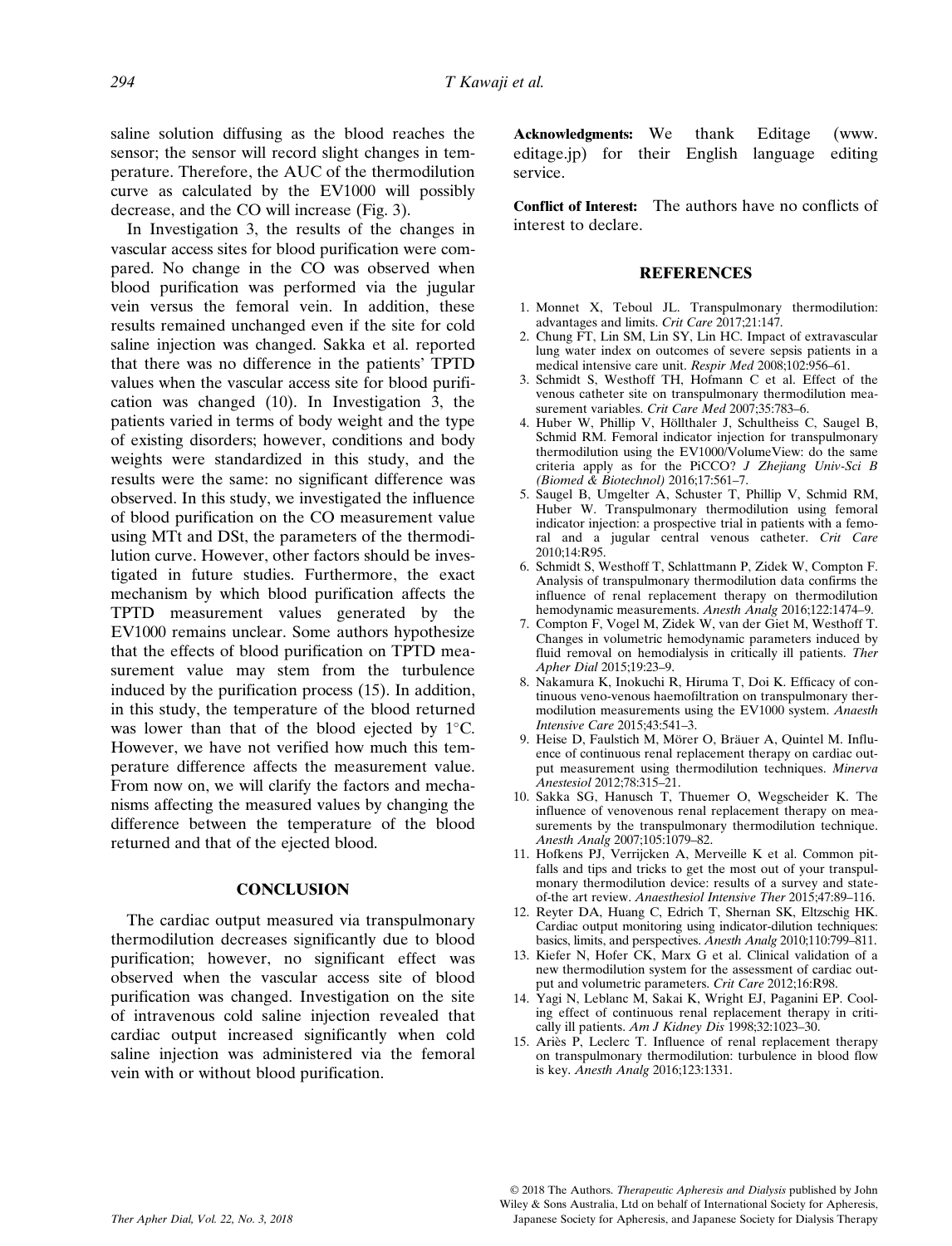saline solution diffusing as the blood reaches the sensor; the sensor will record slight changes in temperature. Therefore, the AUC of the thermodilution curve as calculated by the EV1000 will possibly decrease, and the CO will increase (Fig. 3).

In Investigation 3, the results of the changes in vascular access sites for blood purification were compared. No change in the CO was observed when blood purification was performed via the jugular vein versus the femoral vein. In addition, these results remained unchanged even if the site for cold saline injection was changed. Sakka et al. reported that there was no difference in the patients' TPTD values when the vascular access site for blood purification was changed (10). In Investigation 3, the patients varied in terms of body weight and the type of existing disorders; however, conditions and body weights were standardized in this study, and the results were the same: no significant difference was observed. In this study, we investigated the influence of blood purification on the CO measurement value using MTt and DSt, the parameters of the thermodilution curve. However, other factors should be investigated in future studies. Furthermore, the exact mechanism by which blood purification affects the TPTD measurement values generated by the EV1000 remains unclear. Some authors hypothesize that the effects of blood purification on TPTD measurement value may stem from the turbulence induced by the purification process (15). In addition, in this study, the temperature of the blood returned was lower than that of the blood ejected by 1°C. However, we have not verified how much this temperature difference affects the measurement value. From now on, we will clarify the factors and mechanisms affecting the measured values by changing the difference between the temperature of the blood returned and that of the ejected blood.

## CONCLUSION

The cardiac output measured via transpulmonary thermodilution decreases significantly due to blood purification; however, no significant effect was observed when the vascular access site of blood purification was changed. Investigation on the site of intravenous cold saline injection revealed that cardiac output increased significantly when cold saline injection was administered via the femoral vein with or without blood purification.

**Acknowledgments:** We thank Editage (www.editage.jp) for their English language editing service.

**Conflict of Interest:** The authors have no conflicts of interest to declare.

## REFERENCES

1. Monnet X, Teboul JL. Transpulmonary thermodilution: advantages and limits. *Crit Care* 2017;21:147.
2. Chung FT, Lin SM, Lin SY, Lin HC. Impact of extravascular lung water index on outcomes of severe sepsis patients in a medical intensive care unit. *Respir Med* 2008;102:956–61.
3. Schmidt S, Westhoff TH, Hofmann C et al. Effect of the venous catheter site on transpulmonary thermodilution measurement variables. *Crit Care Med* 2007;35:783–6.
4. Huber W, Phillip V, Höllthaler J, Schultheiss C, Saugel B, Schmid RM. Femoral indicator injection for transpulmonary thermodilution using the EV1000/VolumeView: do the same criteria apply as for the PiCCO? *J Zhejiang Univ-Sci B (Biomed & Biotechnol)* 2016;17:561–7.
5. Saugel B, Umgelter A, Schuster T, Phillip V, Schmid RM, Huber W. Transpulmonary thermodilution using femoral indicator injection: a prospective trial in patients with a femoral and a jugular central venous catheter. *Crit Care* 2010;14:R95.
6. Schmidt S, Westhoff T, Schlattmann P, Zidek W, Compton F. Analysis of transpulmonary thermodilution data confirms the influence of renal replacement therapy on thermodilution hemodynamic measurements. *Anesth Analg* 2016;122:1474–9.
7. Compton F, Vogel M, Zidek W, van der Giet M, Westhoff T. Changes in volumetric hemodynamic parameters induced by fluid removal on hemodialysis in critically ill patients. *Ther Apher Dial* 2015;19:23–9.
8. Nakamura K, Inokuchi R, Hiruma T, Doi K. Efficacy of continuous veno-venous haemofiltration on transpulmonary thermodilution measurements using the EV1000 system. *Anaesth Intensive Care* 2015;43:541–3.
9. Heise D, Faulstich M, Mörer O, Bräuer A, Quintel M. Influence of continuous renal replacement therapy on cardiac output measurement using thermodilution techniques. *Minerva Anestesiol* 2012;78:315–21.
10. Sakka SG, Hanusch T, Thuemer O, Wegscheider K. The influence of venovenous renal replacement therapy on measurements by the transpulmonary thermodilution technique. *Anesth Analg* 2007;105:1079–82.
11. Hofkens PJ, Verrijcken A, Merveille K et al. Common pitfalls and tips and tricks to get the most out of your transpulmonary thermodilution device: results of a survey and state-of-the art review. *Anaesthesiol Intensive Ther* 2015;47:89–116.
12. Reyter DA, Huang C, Edrich T, Shernan SK, Eltzschig HK. Cardiac output monitoring using indicator-dilution techniques: basics, limits, and perspectives. *Anesth Analg* 2010;110:799–811.
13. Kiefer N, Hofer CK, Marx G et al. Clinical validation of a new thermodilution system for the assessment of cardiac output and volumetric parameters. *Crit Care* 2012;16:R98.
14. Yagi N, Leblanc M, Sakai K, Wright EJ, Paganini EP. Cooling effect of continuous renal replacement therapy in critically ill patients. *Am J Kidney Dis* 1998;32:1023–30.
15. Ariès P, Leclerc T. Influence of renal replacement therapy on transpulmonary thermodilution: turbulence in blood flow is key. *Anesth Analg* 2016;123:1331.

© 2018 The Authors. *Therapeutic Apheresis and Dialysis* published by John Wiley & Sons Australia, Ltd on behalf of International Society for Apheresis, Japanese Society for Apheresis, and Japanese Society for Dialysis Therapy